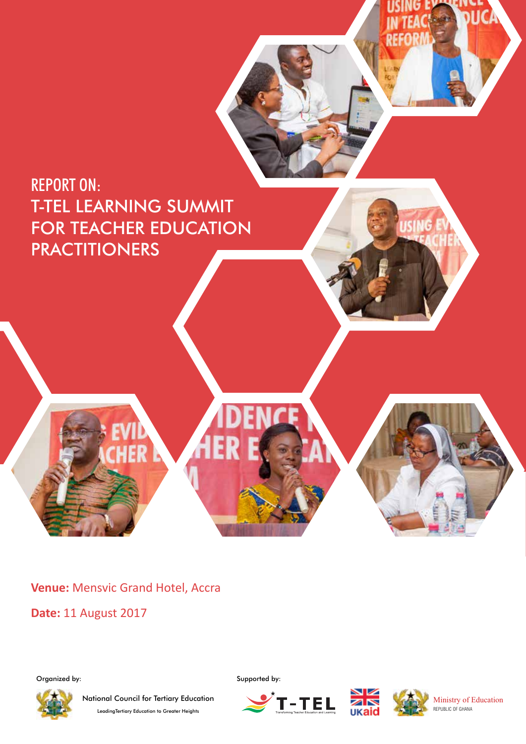# REPORT ON:
# T-TEL LEARNING SUMMIT FOR TEACHER EDUCATION PRACTITIONERS

**Venue:** Mensvic Grand Hotel, Accra

**Date:** 11 August 2017

Organized by:

National Council for Tertiary Education
Leading Tertiary Education to Greater Heights

Supported by:

T-TEL
Transforming Teacher Education and Learning

UKaid

Ministry of Education
REPUBLIC OF GHANA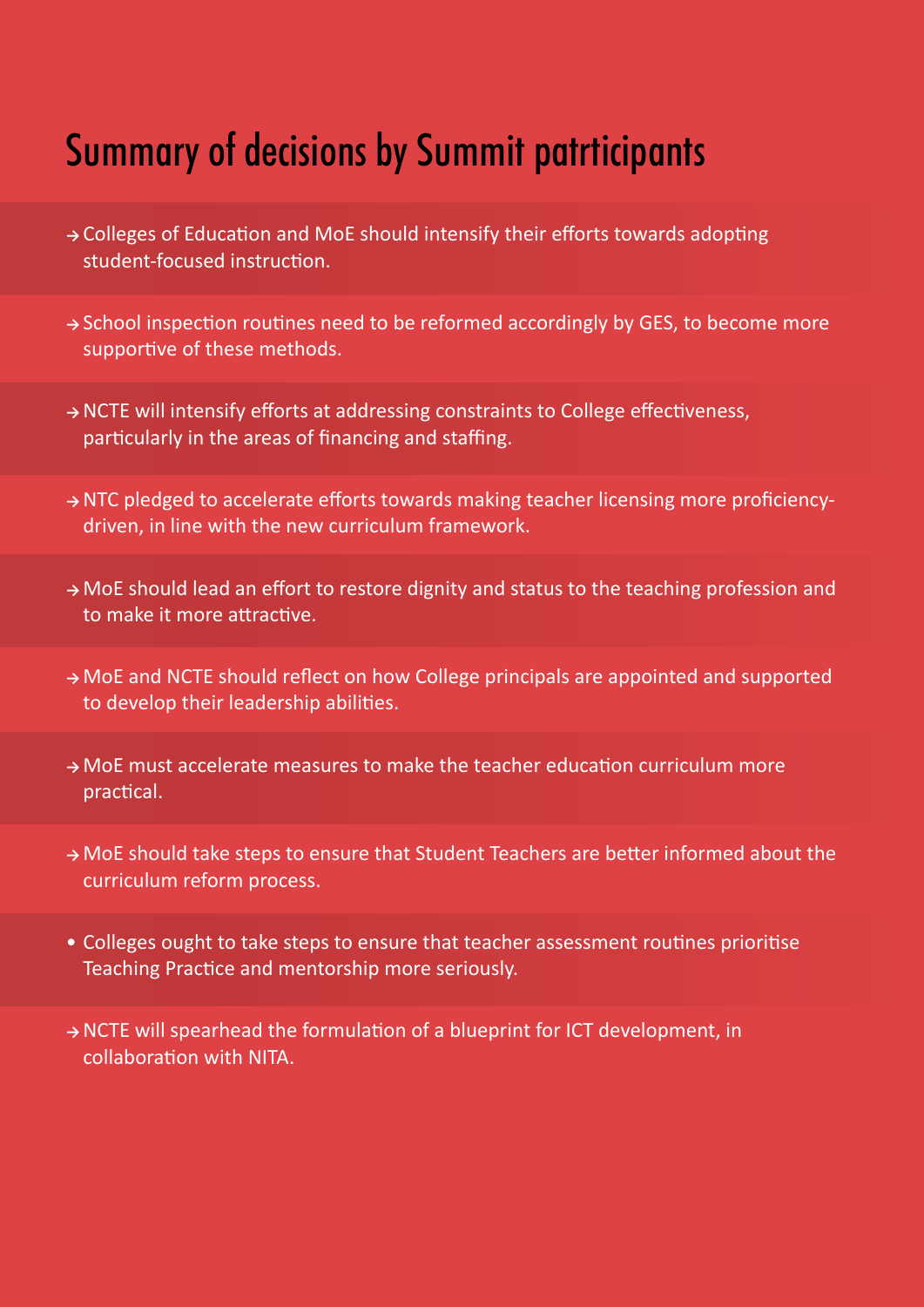# Summary of decisions by Summit patrticipants

- Colleges of Education and MoE should intensify their efforts towards adopting student-focused instruction.
- School inspection routines need to be reformed accordingly by GES, to become more supportive of these methods.
- NCTE will intensify efforts at addressing constraints to College effectiveness, particularly in the areas of financing and staffing.
- NTC pledged to accelerate efforts towards making teacher licensing more proficiency-driven, in line with the new curriculum framework.
- MoE should lead an effort to restore dignity and status to the teaching profession and to make it more attractive.
- MoE and NCTE should reflect on how College principals are appointed and supported to develop their leadership abilities.
- MoE must accelerate measures to make the teacher education curriculum more practical.
- MoE should take steps to ensure that Student Teachers are better informed about the curriculum reform process.
- Colleges ought to take steps to ensure that teacher assessment routines prioritise Teaching Practice and mentorship more seriously.
- NCTE will spearhead the formulation of a blueprint for ICT development, in collaboration with NITA.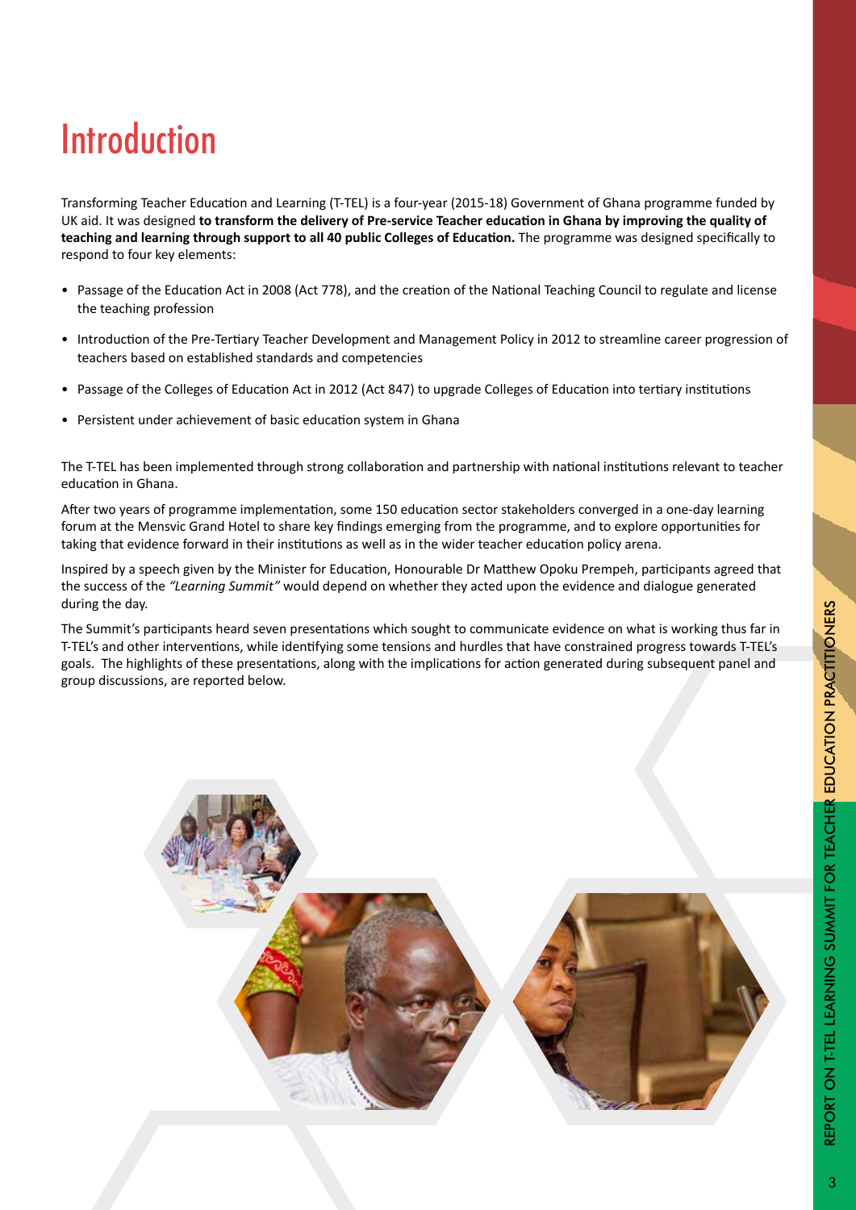# Introduction

Transforming Teacher Education and Learning (T-TEL) is a four-year (2015-18) Government of Ghana programme funded by UK aid. It was designed **to transform the delivery of Pre-service Teacher education in Ghana by improving the quality of teaching and learning through support to all 40 public Colleges of Education.** The programme was designed specifically to respond to four key elements:

- Passage of the Education Act in 2008 (Act 778), and the creation of the National Teaching Council to regulate and license the teaching profession
- Introduction of the Pre-Tertiary Teacher Development and Management Policy in 2012 to streamline career progression of teachers based on established standards and competencies
- Passage of the Colleges of Education Act in 2012 (Act 847) to upgrade Colleges of Education into tertiary institutions
- Persistent under achievement of basic education system in Ghana

The T-TEL has been implemented through strong collaboration and partnership with national institutions relevant to teacher education in Ghana.

After two years of programme implementation, some 150 education sector stakeholders converged in a one-day learning forum at the Mensvic Grand Hotel to share key findings emerging from the programme, and to explore opportunities for taking that evidence forward in their institutions as well as in the wider teacher education policy arena.

Inspired by a speech given by the Minister for Education, Honourable Dr Matthew Opoku Prempeh, participants agreed that the success of the *"Learning Summit"* would depend on whether they acted upon the evidence and dialogue generated during the day.

The Summit's participants heard seven presentations which sought to communicate evidence on what is working thus far in T-TEL's and other interventions, while identifying some tensions and hurdles that have constrained progress towards T-TEL's goals. The highlights of these presentations, along with the implications for action generated during subsequent panel and group discussions, are reported below.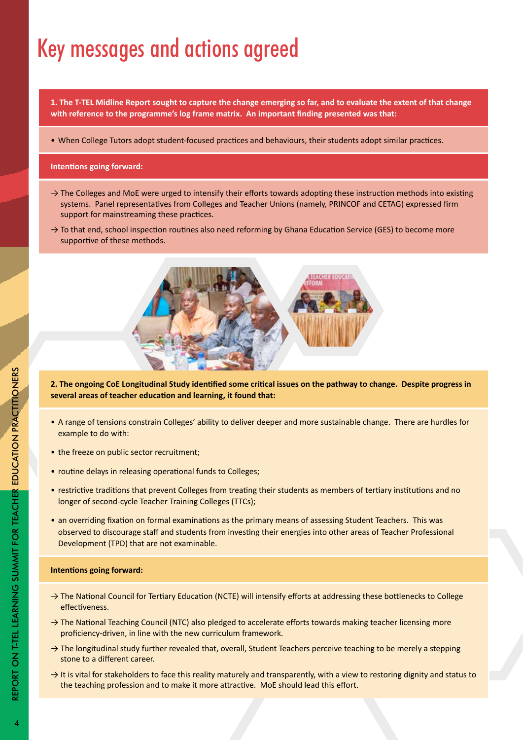# Key messages and actions agreed

**1. The T-TEL Midline Report sought to capture the change emerging so far, and to evaluate the extent of that change with reference to the programme's log frame matrix. An important finding presented was that:**

- When College Tutors adopt student-focused practices and behaviours, their students adopt similar practices.

**Intentions going forward:**

→ The Colleges and MoE were urged to intensify their efforts towards adopting these instruction methods into existing systems. Panel representatives from Colleges and Teacher Unions (namely, PRINCOF and CETAG) expressed firm support for mainstreaming these practices.

→ To that end, school inspection routines also need reforming by Ghana Education Service (GES) to become more supportive of these methods.

**2. The ongoing CoE Longitudinal Study identified some critical issues on the pathway to change. Despite progress in several areas of teacher education and learning, it found that:**

- A range of tensions constrain Colleges' ability to deliver deeper and more sustainable change. There are hurdles for example to do with:
- the freeze on public sector recruitment;
- routine delays in releasing operational funds to Colleges;
- restrictive traditions that prevent Colleges from treating their students as members of tertiary institutions and no longer of second-cycle Teacher Training Colleges (TTCs);
- an overriding fixation on formal examinations as the primary means of assessing Student Teachers. This was observed to discourage staff and students from investing their energies into other areas of Teacher Professional Development (TPD) that are not examinable.

**Intentions going forward:**

→ The National Council for Tertiary Education (NCTE) will intensify efforts at addressing these bottlenecks to College effectiveness.

→ The National Teaching Council (NTC) also pledged to accelerate efforts towards making teacher licensing more proficiency-driven, in line with the new curriculum framework.

→ The longitudinal study further revealed that, overall, Student Teachers perceive teaching to be merely a stepping stone to a different career.

→ It is vital for stakeholders to face this reality maturely and transparently, with a view to restoring dignity and status to the teaching profession and to make it more attractive. MoE should lead this effort.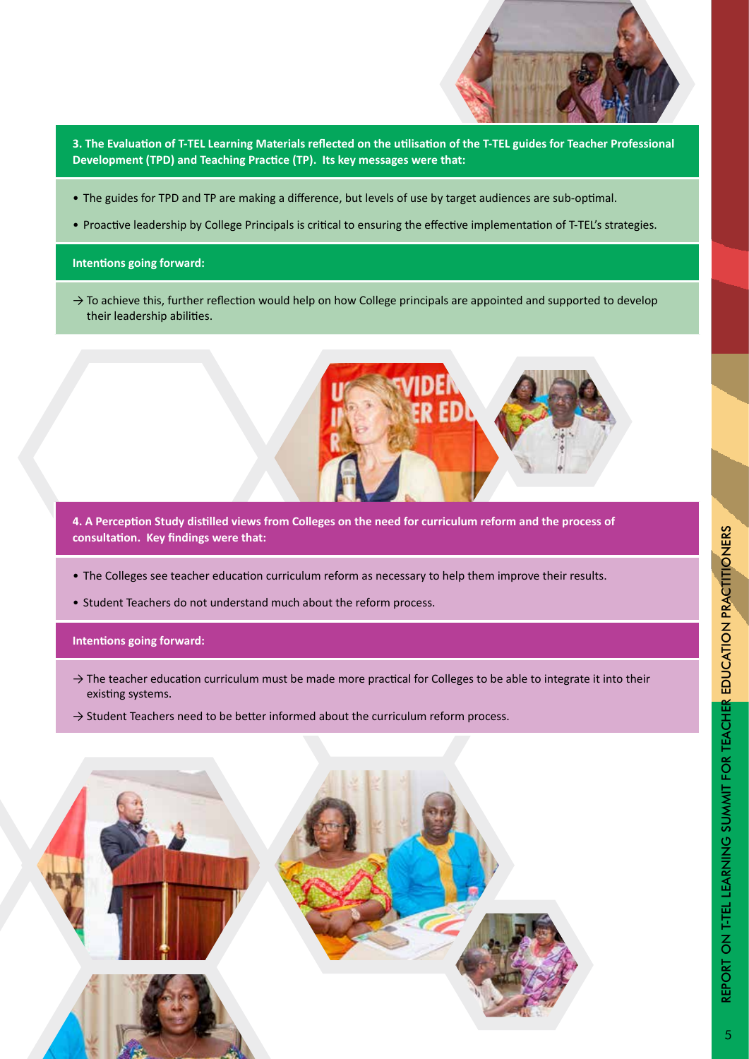**3. The Evaluation of T-TEL Learning Materials reflected on the utilisation of the T-TEL guides for Teacher Professional Development (TPD) and Teaching Practice (TP). Its key messages were that:**

- The guides for TPD and TP are making a difference, but levels of use by target audiences are sub-optimal.
- Proactive leadership by College Principals is critical to ensuring the effective implementation of T-TEL's strategies.

**Intentions going forward:**

→ To achieve this, further reflection would help on how College principals are appointed and supported to develop their leadership abilities.

**4. A Perception Study distilled views from Colleges on the need for curriculum reform and the process of consultation. Key findings were that:**

- The Colleges see teacher education curriculum reform as necessary to help them improve their results.
- Student Teachers do not understand much about the reform process.

**Intentions going forward:**

→ The teacher education curriculum must be made more practical for Colleges to be able to integrate it into their existing systems.

→ Student Teachers need to be better informed about the curriculum reform process.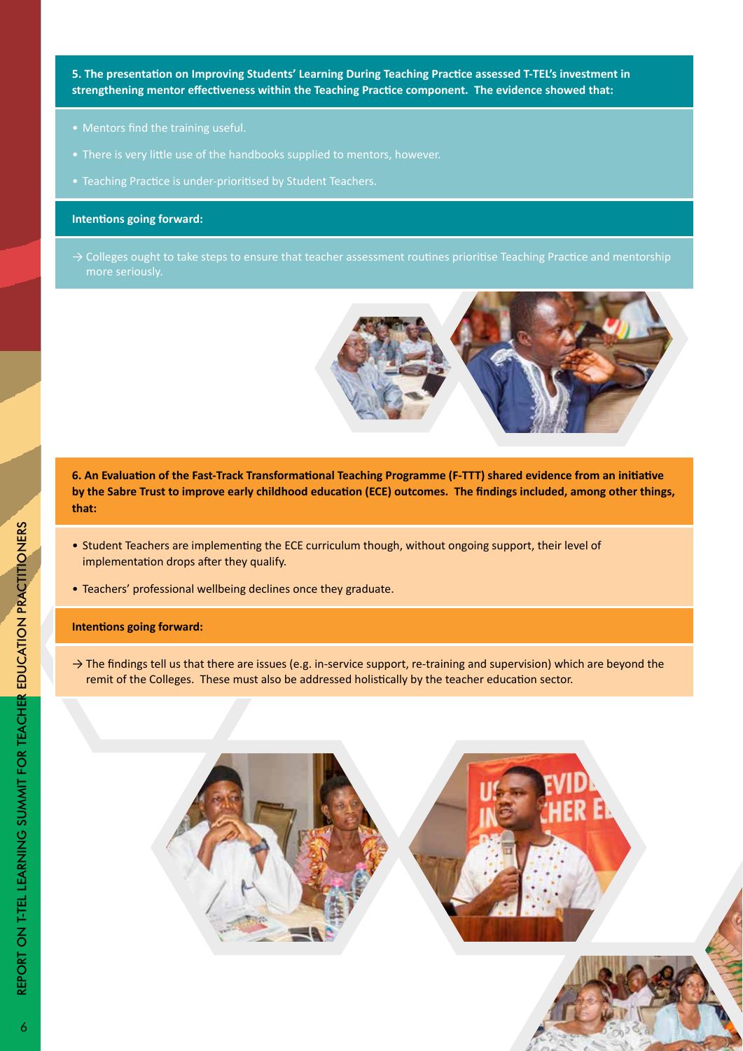**5. The presentation on Improving Students' Learning During Teaching Practice assessed T-TEL's investment in strengthening mentor effectiveness within the Teaching Practice component. The evidence showed that:**

- Mentors find the training useful.
- There is very little use of the handbooks supplied to mentors, however.
- Teaching Practice is under-prioritised by Student Teachers.

**Intentions going forward:**

→ Colleges ought to take steps to ensure that teacher assessment routines prioritise Teaching Practice and mentorship more seriously.

**6. An Evaluation of the Fast-Track Transformational Teaching Programme (F-TTT) shared evidence from an initiative by the Sabre Trust to improve early childhood education (ECE) outcomes. The findings included, among other things, that:**

- Student Teachers are implementing the ECE curriculum though, without ongoing support, their level of implementation drops after they qualify.
- Teachers' professional wellbeing declines once they graduate.

**Intentions going forward:**

→ The findings tell us that there are issues (e.g. in-service support, re-training and supervision) which are beyond the remit of the Colleges. These must also be addressed holistically by the teacher education sector.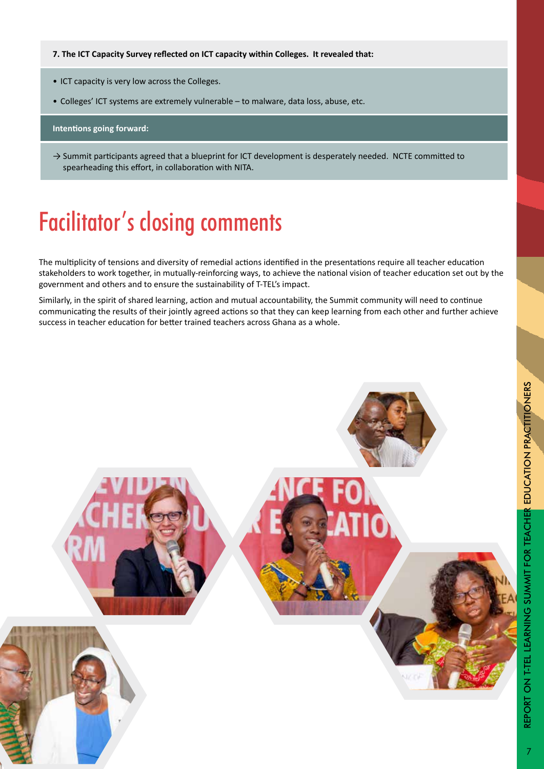**7. The ICT Capacity Survey reflected on ICT capacity within Colleges. It revealed that:**

- ICT capacity is very low across the Colleges.
- Colleges' ICT systems are extremely vulnerable – to malware, data loss, abuse, etc.

**Intentions going forward:**

→ Summit participants agreed that a blueprint for ICT development is desperately needed. NCTE committed to spearheading this effort, in collaboration with NITA.

# Facilitator's closing comments

The multiplicity of tensions and diversity of remedial actions identified in the presentations require all teacher education stakeholders to work together, in mutually-reinforcing ways, to achieve the national vision of teacher education set out by the government and others and to ensure the sustainability of T-TEL's impact.

Similarly, in the spirit of shared learning, action and mutual accountability, the Summit community will need to continue communicating the results of their jointly agreed actions so that they can keep learning from each other and further achieve success in teacher education for better trained teachers across Ghana as a whole.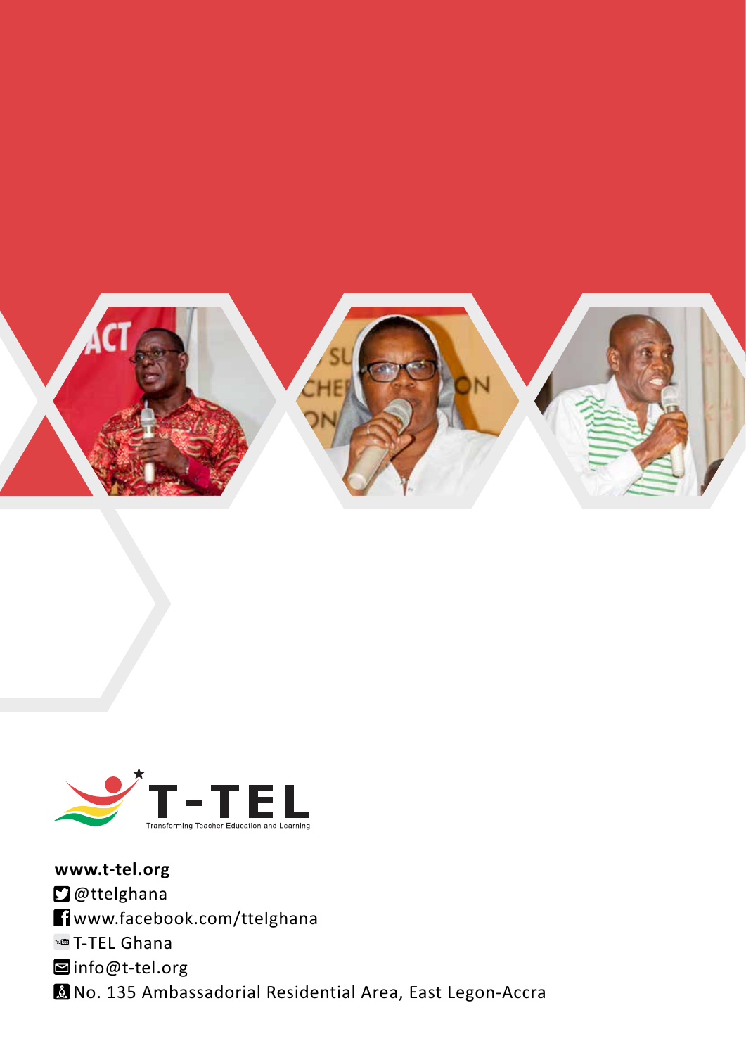T-TEL

Transforming Teacher Education and Learning

**www.t-tel.org**

@ttelghana

www.facebook.com/ttelghana

T-TEL Ghana

info@t-tel.org

No. 135 Ambassadorial Residential Area, East Legon-Accra